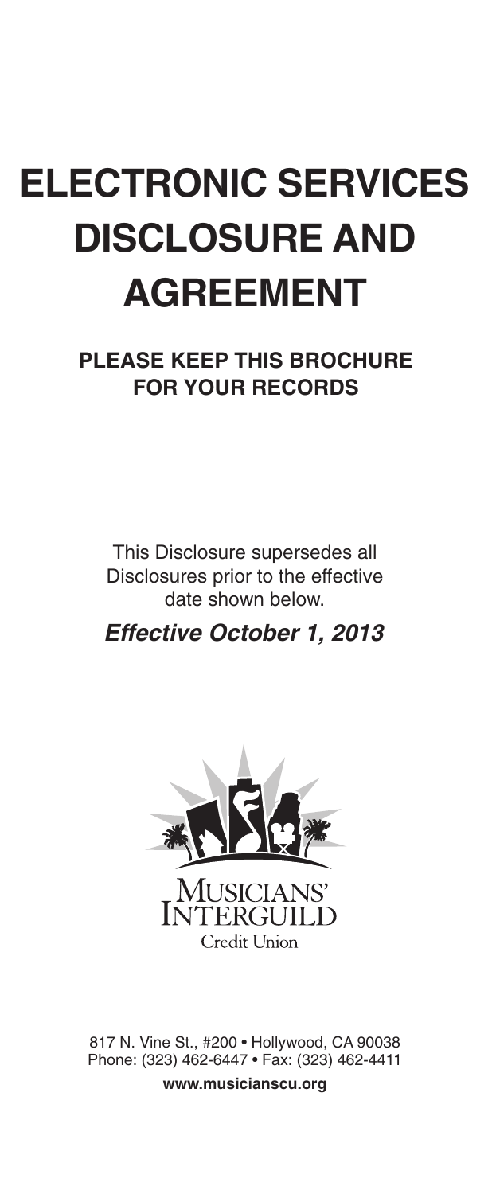# ELECTRONIC SERVICES DISCLOSURE AND AGREEMENT

**PLEASE KEEP THIS BROCHURE FOR YOUR RECORDS**

This Disclosure supersedes all Disclosures prior to the effective date shown below.

***Effective October 1, 2013***

MUSICIANS' INTERGUILD
Credit Union

817 N. Vine St., #200 • Hollywood, CA 90038
Phone: (323) 462-6447 • Fax: (323) 462-4411

**www.musicianscu.org**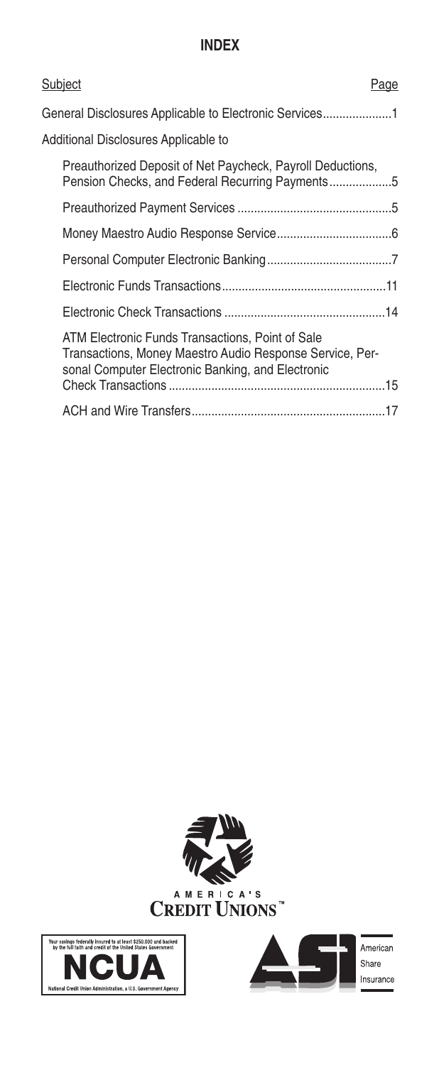# INDEX

| Subject | Page |
| --- | --- |
| General Disclosures Applicable to Electronic Services | 1 |
| Additional Disclosures Applicable to | |
| Preauthorized Deposit of Net Paycheck, Payroll Deductions, Pension Checks, and Federal Recurring Payments | 5 |
| Preauthorized Payment Services | 5 |
| Money Maestro Audio Response Service | 6 |
| Personal Computer Electronic Banking | 7 |
| Electronic Funds Transactions | 11 |
| Electronic Check Transactions | 14 |
| ATM Electronic Funds Transactions, Point of Sale Transactions, Money Maestro Audio Response Service, Personal Computer Electronic Banking, and Electronic Check Transactions | 15 |
| ACH and Wire Transfers | 17 |

AMERICA'S CREDIT UNIONS™

Your savings federally insured to at least $250,000 and backed by the full faith and credit of the United States Government

NCUA

National Credit Union Administration, a U.S. Government Agency

American Share Insurance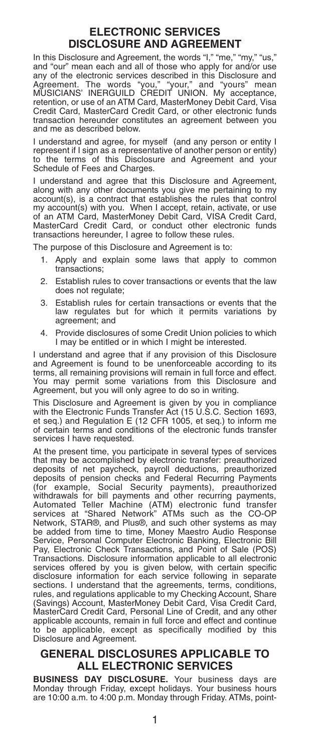# ELECTRONIC SERVICES DISCLOSURE AND AGREEMENT

In this Disclosure and Agreement, the words "I," "me," "my," "us," and "our" mean each and all of those who apply for and/or use any of the electronic services described in this Disclosure and Agreement. The words "you," "your," and "yours" mean MUSICIANS' INERGUILD CREDIT UNION. My acceptance, retention, or use of an ATM Card, MasterMoney Debit Card, Visa Credit Card, MasterCard Credit Card, or other electronic funds transaction hereunder constitutes an agreement between you and me as described below.

I understand and agree, for myself (and any person or entity I represent if I sign as a representative of another person or entity) to the terms of this Disclosure and Agreement and your Schedule of Fees and Charges.

I understand and agree that this Disclosure and Agreement, along with any other documents you give me pertaining to my account(s), is a contract that establishes the rules that control my account(s) with you. When I accept, retain, activate, or use of an ATM Card, MasterMoney Debit Card, VISA Credit Card, MasterCard Credit Card, or conduct other electronic funds transactions hereunder, I agree to follow these rules.

The purpose of this Disclosure and Agreement is to:

1. Apply and explain some laws that apply to common transactions;
2. Establish rules to cover transactions or events that the law does not regulate;
3. Establish rules for certain transactions or events that the law regulates but for which it permits variations by agreement; and
4. Provide disclosures of some Credit Union policies to which I may be entitled or in which I might be interested.

I understand and agree that if any provision of this Disclosure and Agreement is found to be unenforceable according to its terms, all remaining provisions will remain in full force and effect. You may permit some variations from this Disclosure and Agreement, but you will only agree to do so in writing.

This Disclosure and Agreement is given by you in compliance with the Electronic Funds Transfer Act (15 U.S.C. Section 1693, et seq.) and Regulation E (12 CFR 1005, et seq.) to inform me of certain terms and conditions of the electronic funds transfer services I have requested.

At the present time, you participate in several types of services that may be accomplished by electronic transfer: preauthorized deposits of net paycheck, payroll deductions, preauthorized deposits of pension checks and Federal Recurring Payments (for example, Social Security payments), preauthorized withdrawals for bill payments and other recurring payments, Automated Teller Machine (ATM) electronic fund transfer services at "Shared Network" ATMs such as the CO-OP Network, STAR®, and Plus®, and such other systems as may be added from time to time, Money Maestro Audio Response Service, Personal Computer Electronic Banking, Electronic Bill Pay, Electronic Check Transactions, and Point of Sale (POS) Transactions. Disclosure information applicable to all electronic services offered by you is given below, with certain specific disclosure information for each service following in separate sections. I understand that the agreements, terms, conditions, rules, and regulations applicable to my Checking Account, Share (Savings) Account, MasterMoney Debit Card, Visa Credit Card, MasterCard Credit Card, Personal Line of Credit, and any other applicable accounts, remain in full force and effect and continue to be applicable, except as specifically modified by this Disclosure and Agreement.

## GENERAL DISCLOSURES APPLICABLE TO ALL ELECTRONIC SERVICES

**BUSINESS DAY DISCLOSURE.** Your business days are Monday through Friday, except holidays. Your business hours are 10:00 a.m. to 4:00 p.m. Monday through Friday. ATMs, point-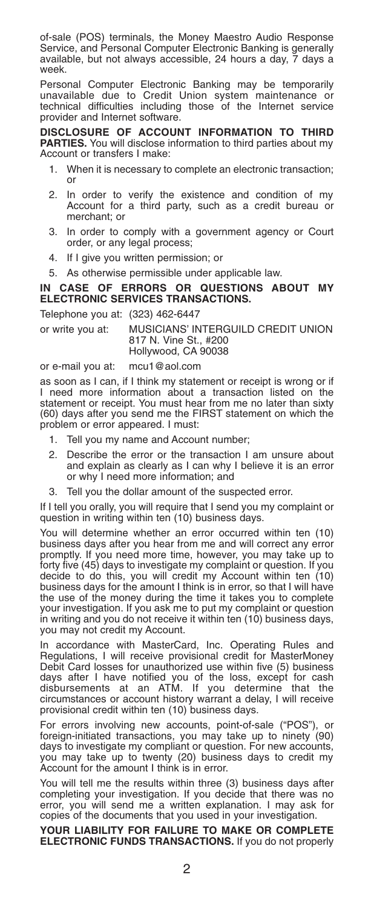of-sale (POS) terminals, the Money Maestro Audio Response Service, and Personal Computer Electronic Banking is generally available, but not always accessible, 24 hours a day, 7 days a week.

Personal Computer Electronic Banking may be temporarily unavailable due to Credit Union system maintenance or technical difficulties including those of the Internet service provider and Internet software.

**DISCLOSURE OF ACCOUNT INFORMATION TO THIRD PARTIES.** You will disclose information to third parties about my Account or transfers I make:

1. When it is necessary to complete an electronic transaction; or
2. In order to verify the existence and condition of my Account for a third party, such as a credit bureau or merchant; or
3. In order to comply with a government agency or Court order, or any legal process;
4. If I give you written permission; or
5. As otherwise permissible under applicable law.

**IN CASE OF ERRORS OR QUESTIONS ABOUT MY ELECTRONIC SERVICES TRANSACTIONS.**

Telephone you at: (323) 462-6447

or write you at: MUSICIANS' INTERGUILD CREDIT UNION
817 N. Vine St., #200
Hollywood, CA 90038

or e-mail you at: mcu1@aol.com

as soon as I can, if I think my statement or receipt is wrong or if I need more information about a transaction listed on the statement or receipt. You must hear from me no later than sixty (60) days after you send me the FIRST statement on which the problem or error appeared. I must:

1. Tell you my name and Account number;
2. Describe the error or the transaction I am unsure about and explain as clearly as I can why I believe it is an error or why I need more information; and
3. Tell you the dollar amount of the suspected error.

If I tell you orally, you will require that I send you my complaint or question in writing within ten (10) business days.

You will determine whether an error occurred within ten (10) business days after you hear from me and will correct any error promptly. If you need more time, however, you may take up to forty five (45) days to investigate my complaint or question. If you decide to do this, you will credit my Account within ten (10) business days for the amount I think is in error, so that I will have the use of the money during the time it takes you to complete your investigation. If you ask me to put my complaint or question in writing and you do not receive it within ten (10) business days, you may not credit my Account.

In accordance with MasterCard, Inc. Operating Rules and Regulations, I will receive provisional credit for MasterMoney Debit Card losses for unauthorized use within five (5) business days after I have notified you of the loss, except for cash disbursements at an ATM. If you determine that the circumstances or account history warrant a delay, I will receive provisional credit within ten (10) business days.

For errors involving new accounts, point-of-sale ("POS"), or foreign-initiated transactions, you may take up to ninety (90) days to investigate my compliant or question. For new accounts, you may take up to twenty (20) business days to credit my Account for the amount I think is in error.

You will tell me the results within three (3) business days after completing your investigation. If you decide that there was no error, you will send me a written explanation. I may ask for copies of the documents that you used in your investigation.

**YOUR LIABILITY FOR FAILURE TO MAKE OR COMPLETE ELECTRONIC FUNDS TRANSACTIONS.** If you do not properly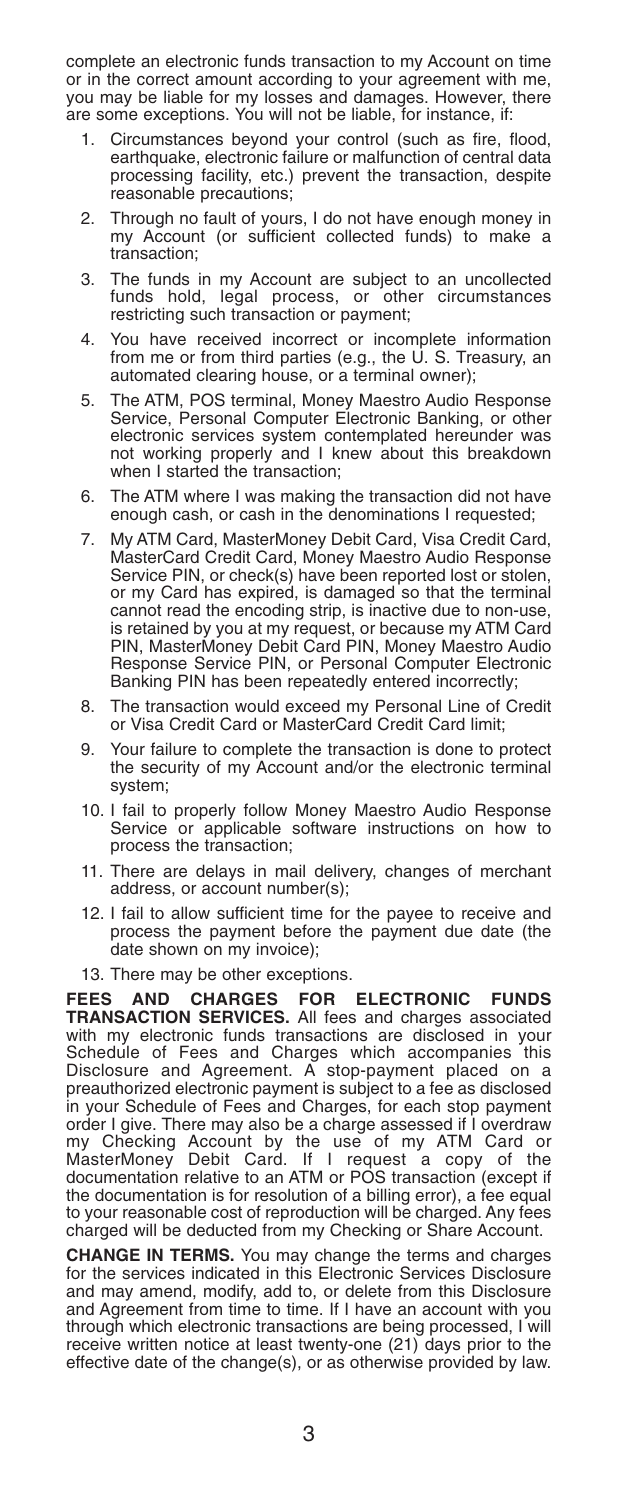complete an electronic funds transaction to my Account on time or in the correct amount according to your agreement with me, you may be liable for my losses and damages. However, there are some exceptions. You will not be liable, for instance, if:

1. Circumstances beyond your control (such as fire, flood, earthquake, electronic failure or malfunction of central data processing facility, etc.) prevent the transaction, despite reasonable precautions;
2. Through no fault of yours, I do not have enough money in my Account (or sufficient collected funds) to make a transaction;
3. The funds in my Account are subject to an uncollected funds hold, legal process, or other circumstances restricting such transaction or payment;
4. You have received incorrect or incomplete information from me or from third parties (e.g., the U. S. Treasury, an automated clearing house, or a terminal owner);
5. The ATM, POS terminal, Money Maestro Audio Response Service, Personal Computer Electronic Banking, or other electronic services system contemplated hereunder was not working properly and I knew about this breakdown when I started the transaction;
6. The ATM where I was making the transaction did not have enough cash, or cash in the denominations I requested;
7. My ATM Card, MasterMoney Debit Card, Visa Credit Card, MasterCard Credit Card, Money Maestro Audio Response Service PIN, or check(s) have been reported lost or stolen, or my Card has expired, is damaged so that the terminal cannot read the encoding strip, is inactive due to non-use, is retained by you at my request, or because my ATM Card PIN, MasterMoney Debit Card PIN, Money Maestro Audio Response Service PIN, or Personal Computer Electronic Banking PIN has been repeatedly entered incorrectly;
8. The transaction would exceed my Personal Line of Credit or Visa Credit Card or MasterCard Credit Card limit;
9. Your failure to complete the transaction is done to protect the security of my Account and/or the electronic terminal system;
10. I fail to properly follow Money Maestro Audio Response Service or applicable software instructions on how to process the transaction;
11. There are delays in mail delivery, changes of merchant address, or account number(s);
12. I fail to allow sufficient time for the payee to receive and process the payment before the payment due date (the date shown on my invoice);
13. There may be other exceptions.

**FEES AND CHARGES FOR ELECTRONIC FUNDS TRANSACTION SERVICES.** All fees and charges associated with my electronic funds transactions are disclosed in your Schedule of Fees and Charges which accompanies this Disclosure and Agreement. A stop-payment placed on a preauthorized electronic payment is subject to a fee as disclosed in your Schedule of Fees and Charges, for each stop payment order I give. There may also be a charge assessed if I overdraw my Checking Account by the use of my ATM Card or MasterMoney Debit Card. If I request a copy of the documentation relative to an ATM or POS transaction (except if the documentation is for resolution of a billing error), a fee equal to your reasonable cost of reproduction will be charged. Any fees charged will be deducted from my Checking or Share Account.

**CHANGE IN TERMS.** You may change the terms and charges for the services indicated in this Electronic Services Disclosure and may amend, modify, add to, or delete from this Disclosure and Agreement from time to time. If I have an account with you through which electronic transactions are being processed, I will receive written notice at least twenty-one (21) days prior to the effective date of the change(s), or as otherwise provided by law.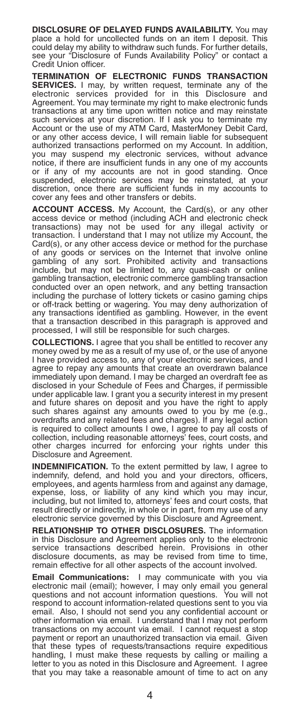**DISCLOSURE OF DELAYED FUNDS AVAILABILITY.** You may place a hold for uncollected funds on an item I deposit. This could delay my ability to withdraw such funds. For further details, see your "Disclosure of Funds Availability Policy" or contact a Credit Union officer.

**TERMINATION OF ELECTRONIC FUNDS TRANSACTION SERVICES.** I may, by written request, terminate any of the electronic services provided for in this Disclosure and Agreement. You may terminate my right to make electronic funds transactions at any time upon written notice and may reinstate such services at your discretion. If I ask you to terminate my Account or the use of my ATM Card, MasterMoney Debit Card, or any other access device, I will remain liable for subsequent authorized transactions performed on my Account. In addition, you may suspend my electronic services, without advance notice, if there are insufficient funds in any one of my accounts or if any of my accounts are not in good standing. Once suspended, electronic services may be reinstated, at your discretion, once there are sufficient funds in my accounts to cover any fees and other transfers or debits.

**ACCOUNT ACCESS.** My Account, the Card(s), or any other access device or method (including ACH and electronic check transactions) may not be used for any illegal activity or transaction. I understand that I may not utilize my Account, the Card(s), or any other access device or method for the purchase of any goods or services on the Internet that involve online gambling of any sort. Prohibited activity and transactions include, but may not be limited to, any quasi-cash or online gambling transaction, electronic commerce gambling transaction conducted over an open network, and any betting transaction including the purchase of lottery tickets or casino gaming chips or off-track betting or wagering. You may deny authorization of any transactions identified as gambling. However, in the event that a transaction described in this paragraph is approved and processed, I will still be responsible for such charges.

**COLLECTIONS.** I agree that you shall be entitled to recover any money owed by me as a result of my use of, or the use of anyone I have provided access to, any of your electronic services, and I agree to repay any amounts that create an overdrawn balance immediately upon demand. I may be charged an overdraft fee as disclosed in your Schedule of Fees and Charges, if permissible under applicable law. I grant you a security interest in my present and future shares on deposit and you have the right to apply such shares against any amounts owed to you by me (e.g., overdrafts and any related fees and charges). If any legal action is required to collect amounts I owe, I agree to pay all costs of collection, including reasonable attorneys' fees, court costs, and other charges incurred for enforcing your rights under this Disclosure and Agreement.

**INDEMNIFICATION.** To the extent permitted by law, I agree to indemnify, defend, and hold you and your directors, officers, employees, and agents harmless from and against any damage, expense, loss, or liability of any kind which you may incur, including, but not limited to, attorneys' fees and court costs, that result directly or indirectly, in whole or in part, from my use of any electronic service governed by this Disclosure and Agreement.

**RELATIONSHIP TO OTHER DISCLOSURES.** The information in this Disclosure and Agreement applies only to the electronic service transactions described herein. Provisions in other disclosure documents, as may be revised from time to time, remain effective for all other aspects of the account involved.

**Email Communications:** I may communicate with you via electronic mail (email); however, I may only email you general questions and not account information questions. You will not respond to account information-related questions sent to you via email. Also, I should not send you any confidential account or other information via email. I understand that I may not perform transactions on my account via email. I cannot request a stop payment or report an unauthorized transaction via email. Given that these types of requests/transactions require expeditious handling, I must make these requests by calling or mailing a letter to you as noted in this Disclosure and Agreement. I agree that you may take a reasonable amount of time to act on any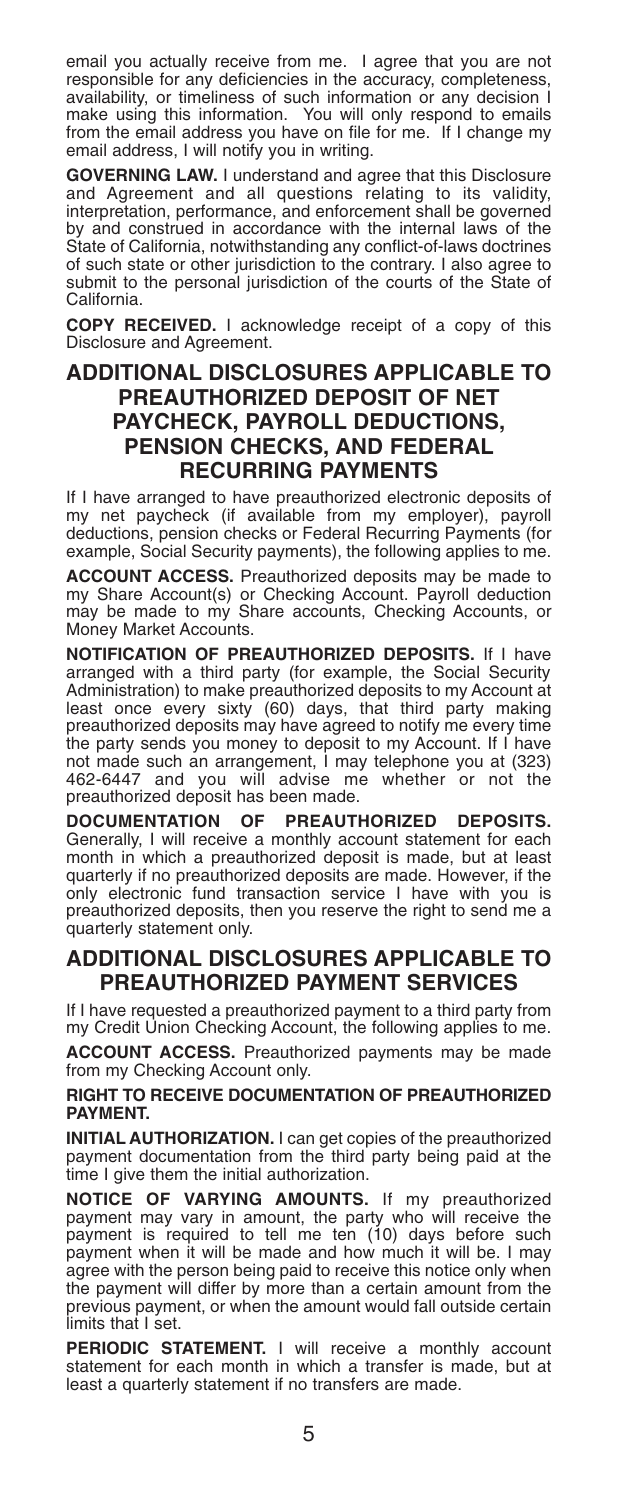email you actually receive from me. I agree that you are not responsible for any deficiencies in the accuracy, completeness, availability, or timeliness of such information or any decision I make using this information. You will only respond to emails from the email address you have on file for me. If I change my email address, I will notify you in writing.

**GOVERNING LAW.** I understand and agree that this Disclosure and Agreement and all questions relating to its validity, interpretation, performance, and enforcement shall be governed by and construed in accordance with the internal laws of the State of California, notwithstanding any conflict-of-laws doctrines of such state or other jurisdiction to the contrary. I also agree to submit to the personal jurisdiction of the courts of the State of California.

**COPY RECEIVED.** I acknowledge receipt of a copy of this Disclosure and Agreement.

## ADDITIONAL DISCLOSURES APPLICABLE TO PREAUTHORIZED DEPOSIT OF NET PAYCHECK, PAYROLL DEDUCTIONS, PENSION CHECKS, AND FEDERAL RECURRING PAYMENTS

If I have arranged to have preauthorized electronic deposits of my net paycheck (if available from my employer), payroll deductions, pension checks or Federal Recurring Payments (for example, Social Security payments), the following applies to me.

**ACCOUNT ACCESS.** Preauthorized deposits may be made to my Share Account(s) or Checking Account. Payroll deduction may be made to my Share accounts, Checking Accounts, or Money Market Accounts.

**NOTIFICATION OF PREAUTHORIZED DEPOSITS.** If I have arranged with a third party (for example, the Social Security Administration) to make preauthorized deposits to my Account at least once every sixty (60) days, that third party making preauthorized deposits may have agreed to notify me every time the party sends you money to deposit to my Account. If I have not made such an arrangement, I may telephone you at (323) 462-6447 and you will advise me whether or not the preauthorized deposit has been made.

**DOCUMENTATION OF PREAUTHORIZED DEPOSITS.** Generally, I will receive a monthly account statement for each month in which a preauthorized deposit is made, but at least quarterly if no preauthorized deposits are made. However, if the only electronic fund transaction service I have with you is preauthorized deposits, then you reserve the right to send me a quarterly statement only.

## ADDITIONAL DISCLOSURES APPLICABLE TO PREAUTHORIZED PAYMENT SERVICES

If I have requested a preauthorized payment to a third party from my Credit Union Checking Account, the following applies to me.

**ACCOUNT ACCESS.** Preauthorized payments may be made from my Checking Account only.

**RIGHT TO RECEIVE DOCUMENTATION OF PREAUTHORIZED PAYMENT.**

**INITIAL AUTHORIZATION.** I can get copies of the preauthorized payment documentation from the third party being paid at the time I give them the initial authorization.

**NOTICE OF VARYING AMOUNTS.** If my preauthorized payment may vary in amount, the party who will receive the payment is required to tell me ten (10) days before such payment when it will be made and how much it will be. I may agree with the person being paid to receive this notice only when the payment will differ by more than a certain amount from the previous payment, or when the amount would fall outside certain limits that I set.

**PERIODIC STATEMENT.** I will receive a monthly account statement for each month in which a transfer is made, but at least a quarterly statement if no transfers are made.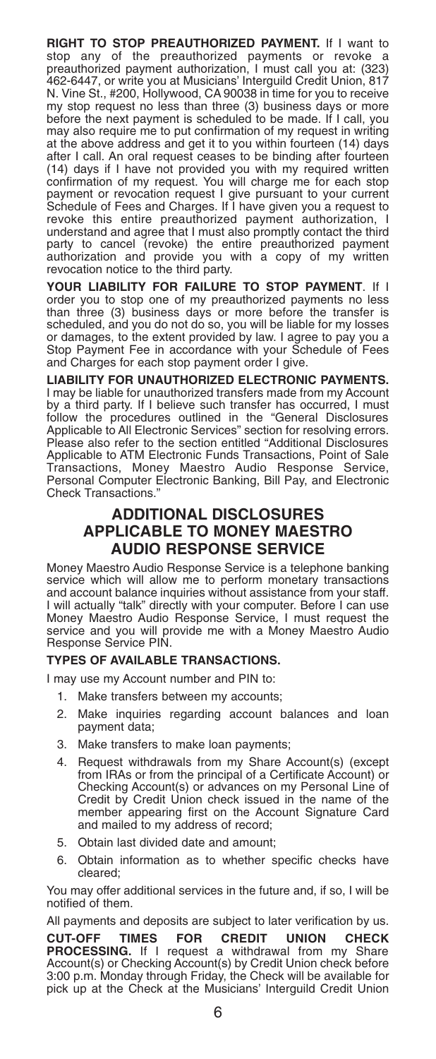**RIGHT TO STOP PREAUTHORIZED PAYMENT.** If I want to stop any of the preauthorized payments or revoke a preauthorized payment authorization, I must call you at: (323) 462-6447, or write you at Musicians' Interguild Credit Union, 817 N. Vine St., #200, Hollywood, CA 90038 in time for you to receive my stop request no less than three (3) business days or more before the next payment is scheduled to be made. If I call, you may also require me to put confirmation of my request in writing at the above address and get it to you within fourteen (14) days after I call. An oral request ceases to be binding after fourteen (14) days if I have not provided you with my required written confirmation of my request. You will charge me for each stop payment or revocation request I give pursuant to your current Schedule of Fees and Charges. If I have given you a request to revoke this entire preauthorized payment authorization, I understand and agree that I must also promptly contact the third party to cancel (revoke) the entire preauthorized payment authorization and provide you with a copy of my written revocation notice to the third party.

**YOUR LIABILITY FOR FAILURE TO STOP PAYMENT**. If I order you to stop one of my preauthorized payments no less than three (3) business days or more before the transfer is scheduled, and you do not do so, you will be liable for my losses or damages, to the extent provided by law. I agree to pay you a Stop Payment Fee in accordance with your Schedule of Fees and Charges for each stop payment order I give.

**LIABILITY FOR UNAUTHORIZED ELECTRONIC PAYMENTS.** I may be liable for unauthorized transfers made from my Account by a third party. If I believe such transfer has occurred, I must follow the procedures outlined in the "General Disclosures Applicable to All Electronic Services" section for resolving errors. Please also refer to the section entitled "Additional Disclosures Applicable to ATM Electronic Funds Transactions, Point of Sale Transactions, Money Maestro Audio Response Service, Personal Computer Electronic Banking, Bill Pay, and Electronic Check Transactions."

## ADDITIONAL DISCLOSURES APPLICABLE TO MONEY MAESTRO AUDIO RESPONSE SERVICE

Money Maestro Audio Response Service is a telephone banking service which will allow me to perform monetary transactions and account balance inquiries without assistance from your staff. I will actually "talk" directly with your computer. Before I can use Money Maestro Audio Response Service, I must request the service and you will provide me with a Money Maestro Audio Response Service PIN.

**TYPES OF AVAILABLE TRANSACTIONS.**

I may use my Account number and PIN to:

1. Make transfers between my accounts;
2. Make inquiries regarding account balances and loan payment data;
3. Make transfers to make loan payments;
4. Request withdrawals from my Share Account(s) (except from IRAs or from the principal of a Certificate Account) or Checking Account(s) or advances on my Personal Line of Credit by Credit Union check issued in the name of the member appearing first on the Account Signature Card and mailed to my address of record;
5. Obtain last divided date and amount;
6. Obtain information as to whether specific checks have cleared;

You may offer additional services in the future and, if so, I will be notified of them.

All payments and deposits are subject to later verification by us.

**CUT-OFF TIMES FOR CREDIT UNION CHECK PROCESSING.** If I request a withdrawal from my Share Account(s) or Checking Account(s) by Credit Union check before 3:00 p.m. Monday through Friday, the Check will be available for pick up at the Check at the Musicians' Interguild Credit Union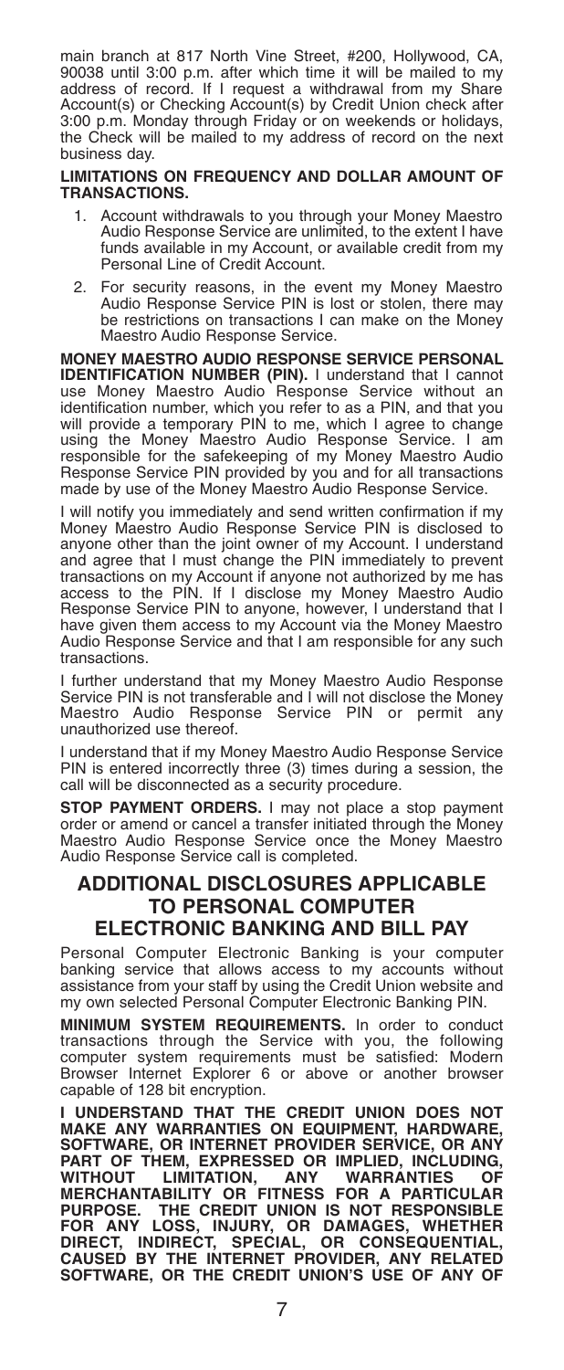main branch at 817 North Vine Street, #200, Hollywood, CA, 90038 until 3:00 p.m. after which time it will be mailed to my address of record. If I request a withdrawal from my Share Account(s) or Checking Account(s) by Credit Union check after 3:00 p.m. Monday through Friday or on weekends or holidays, the Check will be mailed to my address of record on the next business day.

**LIMITATIONS ON FREQUENCY AND DOLLAR AMOUNT OF TRANSACTIONS.**

1. Account withdrawals to you through your Money Maestro Audio Response Service are unlimited, to the extent I have funds available in my Account, or available credit from my Personal Line of Credit Account.
2. For security reasons, in the event my Money Maestro Audio Response Service PIN is lost or stolen, there may be restrictions on transactions I can make on the Money Maestro Audio Response Service.

**MONEY MAESTRO AUDIO RESPONSE SERVICE PERSONAL IDENTIFICATION NUMBER (PIN).** I understand that I cannot use Money Maestro Audio Response Service without an identification number, which you refer to as a PIN, and that you will provide a temporary PIN to me, which I agree to change using the Money Maestro Audio Response Service. I am responsible for the safekeeping of my Money Maestro Audio Response Service PIN provided by you and for all transactions made by use of the Money Maestro Audio Response Service.

I will notify you immediately and send written confirmation if my Money Maestro Audio Response Service PIN is disclosed to anyone other than the joint owner of my Account. I understand and agree that I must change the PIN immediately to prevent transactions on my Account if anyone not authorized by me has access to the PIN. If I disclose my Money Maestro Audio Response Service PIN to anyone, however, I understand that I have given them access to my Account via the Money Maestro Audio Response Service and that I am responsible for any such transactions.

I further understand that my Money Maestro Audio Response Service PIN is not transferable and I will not disclose the Money Maestro Audio Response Service PIN or permit any unauthorized use thereof.

I understand that if my Money Maestro Audio Response Service PIN is entered incorrectly three (3) times during a session, the call will be disconnected as a security procedure.

**STOP PAYMENT ORDERS.** I may not place a stop payment order or amend or cancel a transfer initiated through the Money Maestro Audio Response Service once the Money Maestro Audio Response Service call is completed.

## ADDITIONAL DISCLOSURES APPLICABLE TO PERSONAL COMPUTER ELECTRONIC BANKING AND BILL PAY

Personal Computer Electronic Banking is your computer banking service that allows access to my accounts without assistance from your staff by using the Credit Union website and my own selected Personal Computer Electronic Banking PIN.

**MINIMUM SYSTEM REQUIREMENTS.** In order to conduct transactions through the Service with you, the following computer system requirements must be satisfied: Modern Browser Internet Explorer 6 or above or another browser capable of 128 bit encryption.

**I UNDERSTAND THAT THE CREDIT UNION DOES NOT MAKE ANY WARRANTIES ON EQUIPMENT, HARDWARE, SOFTWARE, OR INTERNET PROVIDER SERVICE, OR ANY PART OF THEM, EXPRESSED OR IMPLIED, INCLUDING, WITHOUT LIMITATION, ANY WARRANTIES OF MERCHANTABILITY OR FITNESS FOR A PARTICULAR PURPOSE. THE CREDIT UNION IS NOT RESPONSIBLE FOR ANY LOSS, INJURY, OR DAMAGES, WHETHER DIRECT, INDIRECT, SPECIAL, OR CONSEQUENTIAL, CAUSED BY THE INTERNET PROVIDER, ANY RELATED SOFTWARE, OR THE CREDIT UNION'S USE OF ANY OF**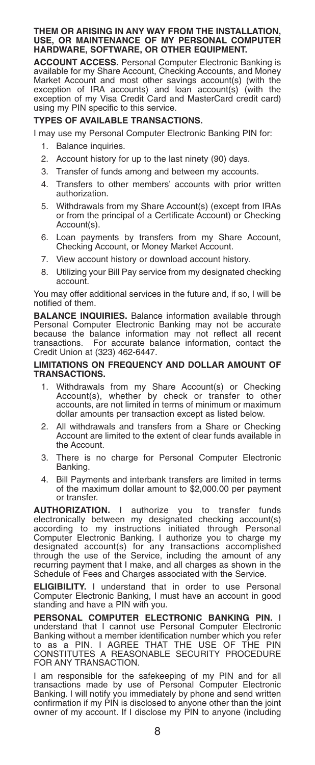**THEM OR ARISING IN ANY WAY FROM THE INSTALLATION, USE, OR MAINTENANCE OF MY PERSONAL COMPUTER HARDWARE, SOFTWARE, OR OTHER EQUIPMENT.**

**ACCOUNT ACCESS.** Personal Computer Electronic Banking is available for my Share Account, Checking Accounts, and Money Market Account and most other savings account(s) (with the exception of IRA accounts) and loan account(s) (with the exception of my Visa Credit Card and MasterCard credit card) using my PIN specific to this service.

**TYPES OF AVAILABLE TRANSACTIONS.**

I may use my Personal Computer Electronic Banking PIN for:

1. Balance inquiries.
2. Account history for up to the last ninety (90) days.
3. Transfer of funds among and between my accounts.
4. Transfers to other members' accounts with prior written authorization.
5. Withdrawals from my Share Account(s) (except from IRAs or from the principal of a Certificate Account) or Checking Account(s).
6. Loan payments by transfers from my Share Account, Checking Account, or Money Market Account.
7. View account history or download account history.
8. Utilizing your Bill Pay service from my designated checking account.

You may offer additional services in the future and, if so, I will be notified of them.

**BALANCE INQUIRIES.** Balance information available through Personal Computer Electronic Banking may not be accurate because the balance information may not reflect all recent transactions. For accurate balance information, contact the Credit Union at (323) 462-6447.

**LIMITATIONS ON FREQUENCY AND DOLLAR AMOUNT OF TRANSACTIONS.**

1. Withdrawals from my Share Account(s) or Checking Account(s), whether by check or transfer to other accounts, are not limited in terms of minimum or maximum dollar amounts per transaction except as listed below.
2. All withdrawals and transfers from a Share or Checking Account are limited to the extent of clear funds available in the Account.
3. There is no charge for Personal Computer Electronic Banking.
4. Bill Payments and interbank transfers are limited in terms of the maximum dollar amount to $2,000.00 per payment or transfer.

**AUTHORIZATION.** I authorize you to transfer funds electronically between my designated checking account(s) according to my instructions initiated through Personal Computer Electronic Banking. I authorize you to charge my designated account(s) for any transactions accomplished through the use of the Service, including the amount of any recurring payment that I make, and all charges as shown in the Schedule of Fees and Charges associated with the Service.

**ELIGIBILITY.** I understand that in order to use Personal Computer Electronic Banking, I must have an account in good standing and have a PIN with you.

**PERSONAL COMPUTER ELECTRONIC BANKING PIN.** I understand that I cannot use Personal Computer Electronic Banking without a member identification number which you refer to as a PIN. I AGREE THAT THE USE OF THE PIN CONSTITUTES A REASONABLE SECURITY PROCEDURE FOR ANY TRANSACTION.

I am responsible for the safekeeping of my PIN and for all transactions made by use of Personal Computer Electronic Banking. I will notify you immediately by phone and send written confirmation if my PIN is disclosed to anyone other than the joint owner of my account. If I disclose my PIN to anyone (including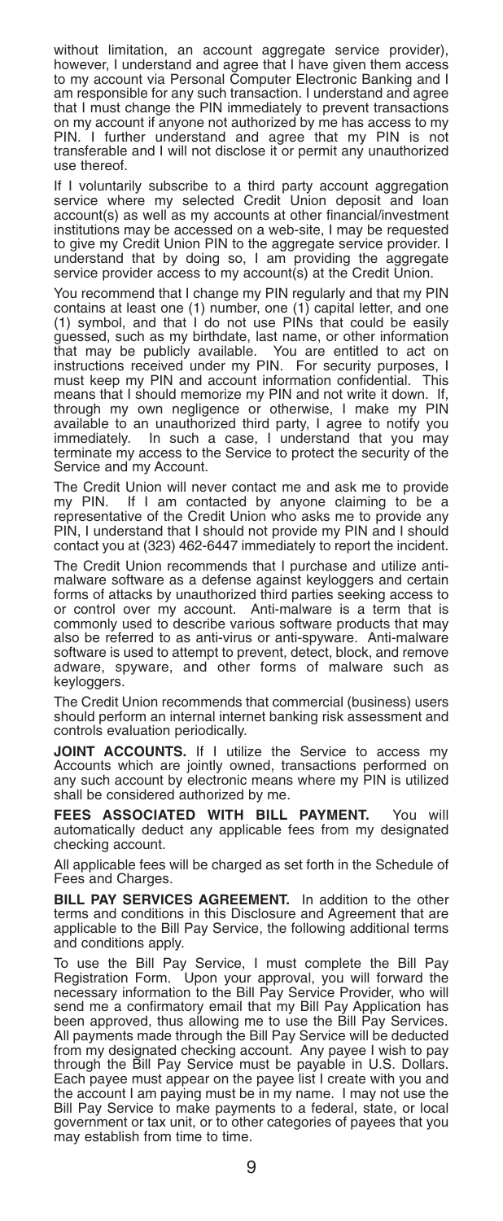without limitation, an account aggregate service provider), however, I understand and agree that I have given them access to my account via Personal Computer Electronic Banking and I am responsible for any such transaction. I understand and agree that I must change the PIN immediately to prevent transactions on my account if anyone not authorized by me has access to my PIN. I further understand and agree that my PIN is not transferable and I will not disclose it or permit any unauthorized use thereof.

If I voluntarily subscribe to a third party account aggregation service where my selected Credit Union deposit and loan account(s) as well as my accounts at other financial/investment institutions may be accessed on a web-site, I may be requested to give my Credit Union PIN to the aggregate service provider. I understand that by doing so, I am providing the aggregate service provider access to my account(s) at the Credit Union.

You recommend that I change my PIN regularly and that my PIN contains at least one (1) number, one (1) capital letter, and one (1) symbol, and that I do not use PINs that could be easily guessed, such as my birthdate, last name, or other information that may be publicly available. You are entitled to act on instructions received under my PIN. For security purposes, I must keep my PIN and account information confidential. This means that I should memorize my PIN and not write it down. If, through my own negligence or otherwise, I make my PIN available to an unauthorized third party, I agree to notify you immediately. In such a case, I understand that you may terminate my access to the Service to protect the security of the Service and my Account.

The Credit Union will never contact me and ask me to provide my PIN. If I am contacted by anyone claiming to be a representative of the Credit Union who asks me to provide any PIN, I understand that I should not provide my PIN and I should contact you at (323) 462-6447 immediately to report the incident.

The Credit Union recommends that I purchase and utilize anti-malware software as a defense against keyloggers and certain forms of attacks by unauthorized third parties seeking access to or control over my account. Anti-malware is a term that is commonly used to describe various software products that may also be referred to as anti-virus or anti-spyware. Anti-malware software is used to attempt to prevent, detect, block, and remove adware, spyware, and other forms of malware such as keyloggers.

The Credit Union recommends that commercial (business) users should perform an internal internet banking risk assessment and controls evaluation periodically.

**JOINT ACCOUNTS.** If I utilize the Service to access my Accounts which are jointly owned, transactions performed on any such account by electronic means where my PIN is utilized shall be considered authorized by me.

**FEES ASSOCIATED WITH BILL PAYMENT.** You will automatically deduct any applicable fees from my designated checking account.

All applicable fees will be charged as set forth in the Schedule of Fees and Charges.

**BILL PAY SERVICES AGREEMENT.** In addition to the other terms and conditions in this Disclosure and Agreement that are applicable to the Bill Pay Service, the following additional terms and conditions apply.

To use the Bill Pay Service, I must complete the Bill Pay Registration Form. Upon your approval, you will forward the necessary information to the Bill Pay Service Provider, who will send me a confirmatory email that my Bill Pay Application has been approved, thus allowing me to use the Bill Pay Services. All payments made through the Bill Pay Service will be deducted from my designated checking account. Any payee I wish to pay through the Bill Pay Service must be payable in U.S. Dollars. Each payee must appear on the payee list I create with you and the account I am paying must be in my name. I may not use the Bill Pay Service to make payments to a federal, state, or local government or tax unit, or to other categories of payees that you may establish from time to time.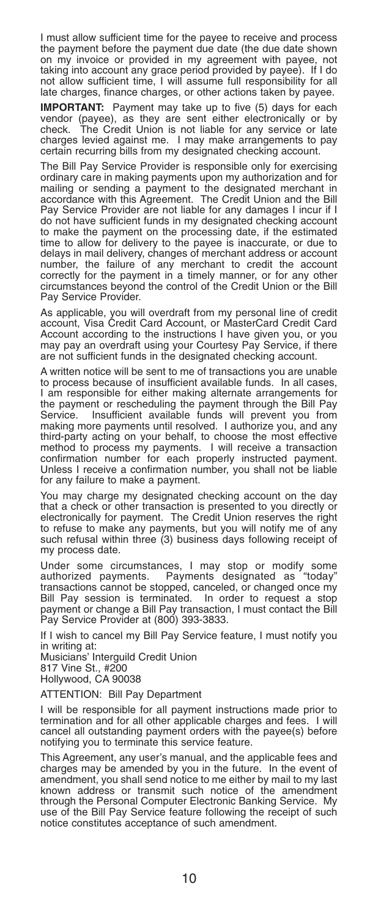I must allow sufficient time for the payee to receive and process the payment before the payment due date (the due date shown on my invoice or provided in my agreement with payee, not taking into account any grace period provided by payee). If I do not allow sufficient time, I will assume full responsibility for all late charges, finance charges, or other actions taken by payee.

**IMPORTANT:** Payment may take up to five (5) days for each vendor (payee), as they are sent either electronically or by check. The Credit Union is not liable for any service or late charges levied against me. I may make arrangements to pay certain recurring bills from my designated checking account.

The Bill Pay Service Provider is responsible only for exercising ordinary care in making payments upon my authorization and for mailing or sending a payment to the designated merchant in accordance with this Agreement. The Credit Union and the Bill Pay Service Provider are not liable for any damages I incur if I do not have sufficient funds in my designated checking account to make the payment on the processing date, if the estimated time to allow for delivery to the payee is inaccurate, or due to delays in mail delivery, changes of merchant address or account number, the failure of any merchant to credit the account correctly for the payment in a timely manner, or for any other circumstances beyond the control of the Credit Union or the Bill Pay Service Provider.

As applicable, you will overdraft from my personal line of credit account, Visa Credit Card Account, or MasterCard Credit Card Account according to the instructions I have given you, or you may pay an overdraft using your Courtesy Pay Service, if there are not sufficient funds in the designated checking account.

A written notice will be sent to me of transactions you are unable to process because of insufficient available funds. In all cases, I am responsible for either making alternate arrangements for the payment or rescheduling the payment through the Bill Pay Service. Insufficient available funds will prevent you from making more payments until resolved. I authorize you, and any third-party acting on your behalf, to choose the most effective method to process my payments. I will receive a transaction confirmation number for each properly instructed payment. Unless I receive a confirmation number, you shall not be liable for any failure to make a payment.

You may charge my designated checking account on the day that a check or other transaction is presented to you directly or electronically for payment. The Credit Union reserves the right to refuse to make any payments, but you will notify me of any such refusal within three (3) business days following receipt of my process date.

Under some circumstances, I may stop or modify some authorized payments. Payments designated as "today" transactions cannot be stopped, canceled, or changed once my Bill Pay session is terminated. In order to request a stop payment or change a Bill Pay transaction, I must contact the Bill Pay Service Provider at (800) 393-3833.

If I wish to cancel my Bill Pay Service feature, I must notify you in writing at:
Musicians' Interguild Credit Union
817 Vine St., #200
Hollywood, CA 90038

ATTENTION: Bill Pay Department

I will be responsible for all payment instructions made prior to termination and for all other applicable charges and fees. I will cancel all outstanding payment orders with the payee(s) before notifying you to terminate this service feature.

This Agreement, any user's manual, and the applicable fees and charges may be amended by you in the future. In the event of amendment, you shall send notice to me either by mail to my last known address or transmit such notice of the amendment through the Personal Computer Electronic Banking Service. My use of the Bill Pay Service feature following the receipt of such notice constitutes acceptance of such amendment.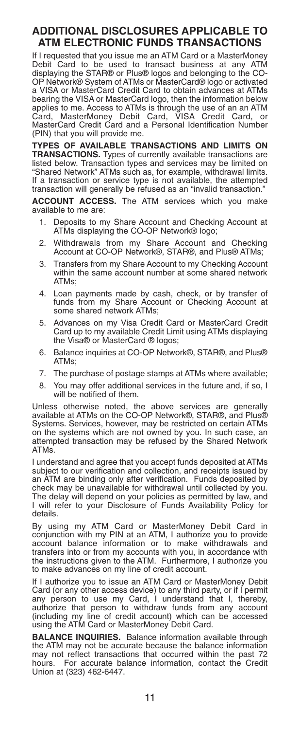# ADDITIONAL DISCLOSURES APPLICABLE TO ATM ELECTRONIC FUNDS TRANSACTIONS

If I requested that you issue me an ATM Card or a MasterMoney Debit Card to be used to transact business at any ATM displaying the STAR® or Plus® logos and belonging to the CO-OP Network® System of ATMs or MasterCard® logo or activated a VISA or MasterCard Credit Card to obtain advances at ATMs bearing the VISA or MasterCard logo, then the information below applies to me. Access to ATMs is through the use of an an ATM Card, MasterMoney Debit Card, VISA Credit Card, or MasterCard Credit Card and a Personal Identification Number (PIN) that you will provide me.

**TYPES OF AVAILABLE TRANSACTIONS AND LIMITS ON TRANSACTIONS.** Types of currently available transactions are listed below. Transaction types and services may be limited on "Shared Network" ATMs such as, for example, withdrawal limits. If a transaction or service type is not available, the attempted transaction will generally be refused as an "invalid transaction."

**ACCOUNT ACCESS.** The ATM services which you make available to me are:

1. Deposits to my Share Account and Checking Account at ATMs displaying the CO-OP Network® logo;
2. Withdrawals from my Share Account and Checking Account at CO-OP Network®, STAR®, and Plus® ATMs;
3. Transfers from my Share Account to my Checking Account within the same account number at some shared network ATMs;
4. Loan payments made by cash, check, or by transfer of funds from my Share Account or Checking Account at some shared network ATMs;
5. Advances on my Visa Credit Card or MasterCard Credit Card up to my available Credit Limit using ATMs displaying the Visa® or MasterCard ® logos;
6. Balance inquiries at CO-OP Network®, STAR®, and Plus® ATMs;
7. The purchase of postage stamps at ATMs where available;
8. You may offer additional services in the future and, if so, I will be notified of them.

Unless otherwise noted, the above services are generally available at ATMs on the CO-OP Network®, STAR®, and Plus® Systems. Services, however, may be restricted on certain ATMs on the systems which are not owned by you. In such case, an attempted transaction may be refused by the Shared Network ATMs.

I understand and agree that you accept funds deposited at ATMs subject to our verification and collection, and receipts issued by an ATM are binding only after verification. Funds deposited by check may be unavailable for withdrawal until collected by you. The delay will depend on your policies as permitted by law, and I will refer to your Disclosure of Funds Availability Policy for details.

By using my ATM Card or MasterMoney Debit Card in conjunction with my PIN at an ATM, I authorize you to provide account balance information or to make withdrawals and transfers into or from my accounts with you, in accordance with the instructions given to the ATM. Furthermore, I authorize you to make advances on my line of credit account.

If I authorize you to issue an ATM Card or MasterMoney Debit Card (or any other access device) to any third party, or if I permit any person to use my Card, I understand that I, thereby, authorize that person to withdraw funds from any account (including my line of credit account) which can be accessed using the ATM Card or MasterMoney Debit Card.

**BALANCE INQUIRIES.** Balance information available through the ATM may not be accurate because the balance information may not reflect transactions that occurred within the past 72 hours. For accurate balance information, contact the Credit Union at (323) 462-6447.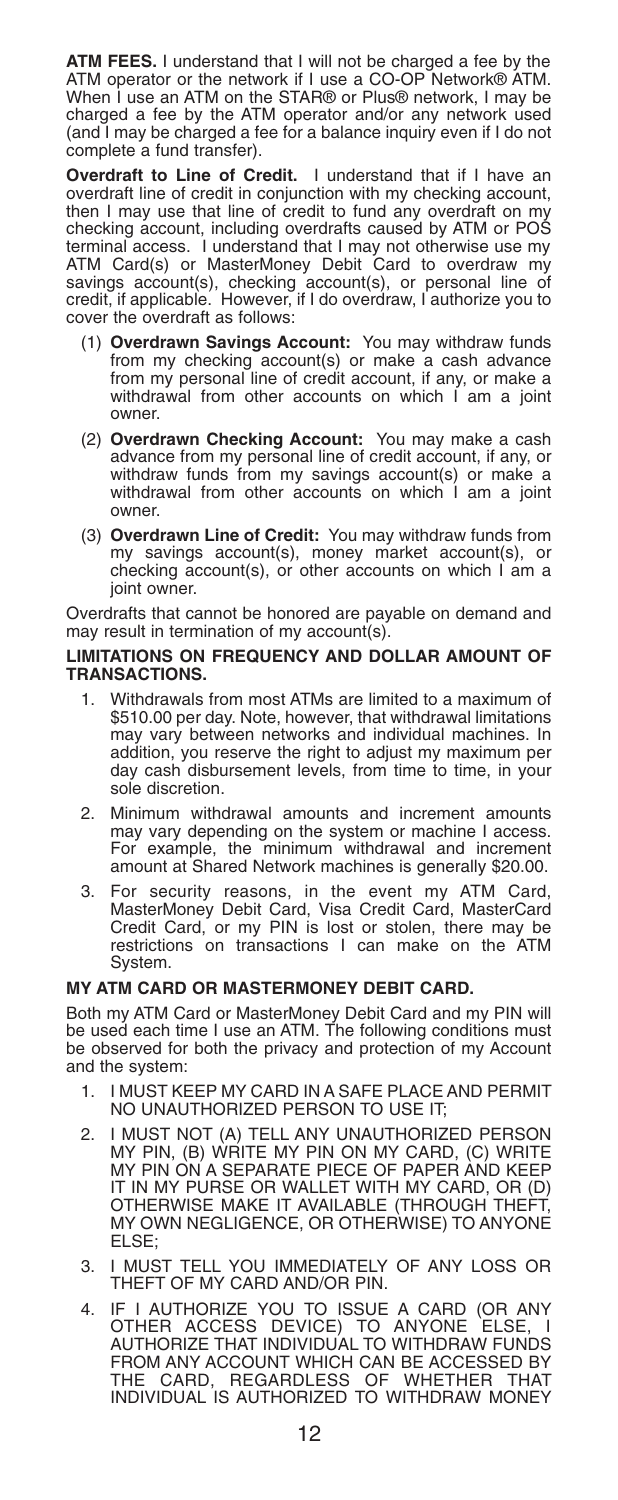**ATM FEES.** I understand that I will not be charged a fee by the ATM operator or the network if I use a CO-OP Network® ATM. When I use an ATM on the STAR® or Plus® network, I may be charged a fee by the ATM operator and/or any network used (and I may be charged a fee for a balance inquiry even if I do not complete a fund transfer).

**Overdraft to Line of Credit.** I understand that if I have an overdraft line of credit in conjunction with my checking account, then I may use that line of credit to fund any overdraft on my checking account, including overdrafts caused by ATM or POS terminal access. I understand that I may not otherwise use my ATM Card(s) or MasterMoney Debit Card to overdraw my savings account(s), checking account(s), or personal line of credit, if applicable. However, if I do overdraw, I authorize you to cover the overdraft as follows:

(1) **Overdrawn Savings Account:** You may withdraw funds from my checking account(s) or make a cash advance from my personal line of credit account, if any, or make a withdrawal from other accounts on which I am a joint owner.

(2) **Overdrawn Checking Account:** You may make a cash advance from my personal line of credit account, if any, or withdraw funds from my savings account(s) or make a withdrawal from other accounts on which I am a joint owner.

(3) **Overdrawn Line of Credit:** You may withdraw funds from my savings account(s), money market account(s), or checking account(s), or other accounts on which I am a joint owner.

Overdrafts that cannot be honored are payable on demand and may result in termination of my account(s).

**LIMITATIONS ON FREQUENCY AND DOLLAR AMOUNT OF TRANSACTIONS.**

1. Withdrawals from most ATMs are limited to a maximum of $510.00 per day. Note, however, that withdrawal limitations may vary between networks and individual machines. In addition, you reserve the right to adjust my maximum per day cash disbursement levels, from time to time, in your sole discretion.
2. Minimum withdrawal amounts and increment amounts may vary depending on the system or machine I access. For example, the minimum withdrawal and increment amount at Shared Network machines is generally $20.00.
3. For security reasons, in the event my ATM Card, MasterMoney Debit Card, Visa Credit Card, MasterCard Credit Card, or my PIN is lost or stolen, there may be restrictions on transactions I can make on the ATM System.

**MY ATM CARD OR MASTERMONEY DEBIT CARD.**

Both my ATM Card or MasterMoney Debit Card and my PIN will be used each time I use an ATM. The following conditions must be observed for both the privacy and protection of my Account and the system:

1. I MUST KEEP MY CARD IN A SAFE PLACE AND PERMIT NO UNAUTHORIZED PERSON TO USE IT;
2. I MUST NOT (A) TELL ANY UNAUTHORIZED PERSON MY PIN, (B) WRITE MY PIN ON MY CARD, (C) WRITE MY PIN ON A SEPARATE PIECE OF PAPER AND KEEP IT IN MY PURSE OR WALLET WITH MY CARD, OR (D) OTHERWISE MAKE IT AVAILABLE (THROUGH THEFT, MY OWN NEGLIGENCE, OR OTHERWISE) TO ANYONE ELSE;
3. I MUST TELL YOU IMMEDIATELY OF ANY LOSS OR THEFT OF MY CARD AND/OR PIN.
4. IF I AUTHORIZE YOU TO ISSUE A CARD (OR ANY OTHER ACCESS DEVICE) TO ANYONE ELSE, I AUTHORIZE THAT INDIVIDUAL TO WITHDRAW FUNDS FROM ANY ACCOUNT WHICH CAN BE ACCESSED BY THE CARD, REGARDLESS OF WHETHER THAT INDIVIDUAL IS AUTHORIZED TO WITHDRAW MONEY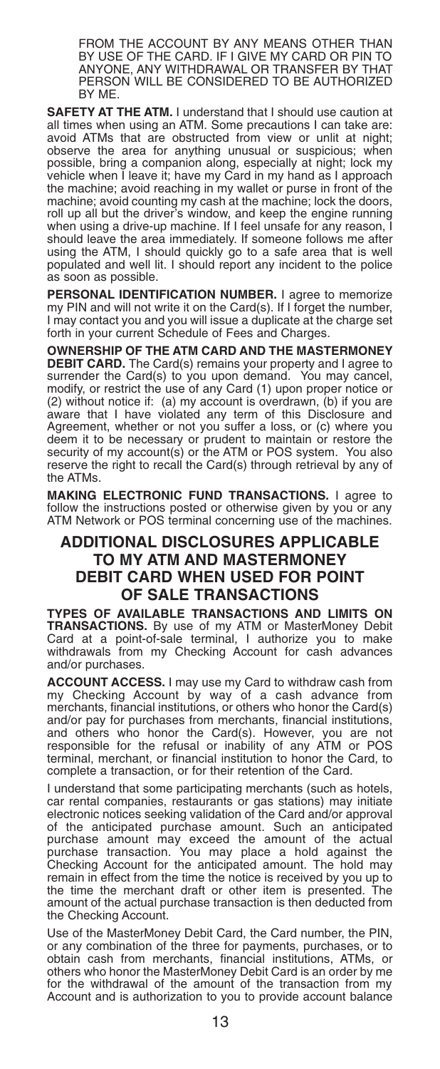FROM THE ACCOUNT BY ANY MEANS OTHER THAN BY USE OF THE CARD. IF I GIVE MY CARD OR PIN TO ANYONE, ANY WITHDRAWAL OR TRANSFER BY THAT PERSON WILL BE CONSIDERED TO BE AUTHORIZED BY ME.

**SAFETY AT THE ATM.** I understand that I should use caution at all times when using an ATM. Some precautions I can take are: avoid ATMs that are obstructed from view or unlit at night; observe the area for anything unusual or suspicious; when possible, bring a companion along, especially at night; lock my vehicle when I leave it; have my Card in my hand as I approach the machine; avoid reaching in my wallet or purse in front of the machine; avoid counting my cash at the machine; lock the doors, roll up all but the driver's window, and keep the engine running when using a drive-up machine. If I feel unsafe for any reason, I should leave the area immediately. If someone follows me after using the ATM, I should quickly go to a safe area that is well populated and well lit. I should report any incident to the police as soon as possible.

**PERSONAL IDENTIFICATION NUMBER.** I agree to memorize my PIN and will not write it on the Card(s). If I forget the number, I may contact you and you will issue a duplicate at the charge set forth in your current Schedule of Fees and Charges.

**OWNERSHIP OF THE ATM CARD AND THE MASTERMONEY DEBIT CARD.** The Card(s) remains your property and I agree to surrender the Card(s) to you upon demand. You may cancel, modify, or restrict the use of any Card (1) upon proper notice or (2) without notice if: (a) my account is overdrawn, (b) if you are aware that I have violated any term of this Disclosure and Agreement, whether or not you suffer a loss, or (c) where you deem it to be necessary or prudent to maintain or restore the security of my account(s) or the ATM or POS system. You also reserve the right to recall the Card(s) through retrieval by any of the ATMs.

**MAKING ELECTRONIC FUND TRANSACTIONS.** I agree to follow the instructions posted or otherwise given by you or any ATM Network or POS terminal concerning use of the machines.

## ADDITIONAL DISCLOSURES APPLICABLE TO MY ATM AND MASTERMONEY DEBIT CARD WHEN USED FOR POINT OF SALE TRANSACTIONS

**TYPES OF AVAILABLE TRANSACTIONS AND LIMITS ON TRANSACTIONS.** By use of my ATM or MasterMoney Debit Card at a point-of-sale terminal, I authorize you to make withdrawals from my Checking Account for cash advances and/or purchases.

**ACCOUNT ACCESS.** I may use my Card to withdraw cash from my Checking Account by way of a cash advance from merchants, financial institutions, or others who honor the Card(s) and/or pay for purchases from merchants, financial institutions, and others who honor the Card(s). However, you are not responsible for the refusal or inability of any ATM or POS terminal, merchant, or financial institution to honor the Card, to complete a transaction, or for their retention of the Card.

I understand that some participating merchants (such as hotels, car rental companies, restaurants or gas stations) may initiate electronic notices seeking validation of the Card and/or approval of the anticipated purchase amount. Such an anticipated purchase amount may exceed the amount of the actual purchase transaction. You may place a hold against the Checking Account for the anticipated amount. The hold may remain in effect from the time the notice is received by you up to the time the merchant draft or other item is presented. The amount of the actual purchase transaction is then deducted from the Checking Account.

Use of the MasterMoney Debit Card, the Card number, the PIN, or any combination of the three for payments, purchases, or to obtain cash from merchants, financial institutions, ATMs, or others who honor the MasterMoney Debit Card is an order by me for the withdrawal of the amount of the transaction from my Account and is authorization to you to provide account balance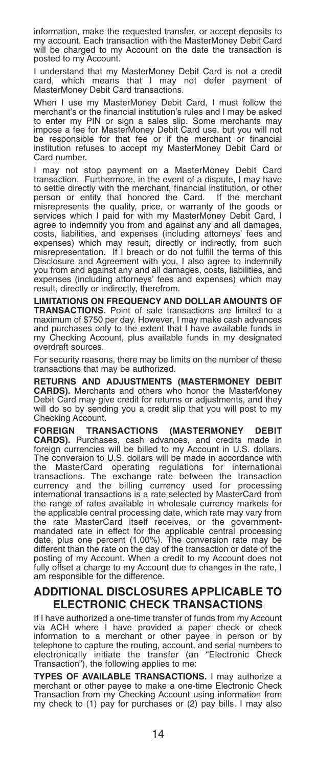information, make the requested transfer, or accept deposits to my account. Each transaction with the MasterMoney Debit Card will be charged to my Account on the date the transaction is posted to my Account.

I understand that my MasterMoney Debit Card is not a credit card, which means that I may not defer payment of MasterMoney Debit Card transactions.

When I use my MasterMoney Debit Card, I must follow the merchant's or the financial institution's rules and I may be asked to enter my PIN or sign a sales slip. Some merchants may impose a fee for MasterMoney Debit Card use, but you will not be responsible for that fee or if the merchant or financial institution refuses to accept my MasterMoney Debit Card or Card number.

I may not stop payment on a MasterMoney Debit Card transaction. Furthermore, in the event of a dispute, I may have to settle directly with the merchant, financial institution, or other person or entity that honored the Card. If the merchant misrepresents the quality, price, or warranty of the goods or services which I paid for with my MasterMoney Debit Card, I agree to indemnify you from and against any and all damages, costs, liabilities, and expenses (including attorneys' fees and expenses) which may result, directly or indirectly, from such misrepresentation. If I breach or do not fulfill the terms of this Disclosure and Agreement with you, I also agree to indemnify you from and against any and all damages, costs, liabilities, and expenses (including attorneys' fees and expenses) which may result, directly or indirectly, therefrom.

**LIMITATIONS ON FREQUENCY AND DOLLAR AMOUNTS OF TRANSACTIONS.** Point of sale transactions are limited to a maximum of $750 per day. However, I may make cash advances and purchases only to the extent that I have available funds in my Checking Account, plus available funds in my designated overdraft sources.

For security reasons, there may be limits on the number of these transactions that may be authorized.

**RETURNS AND ADJUSTMENTS (MASTERMONEY DEBIT CARDS).** Merchants and others who honor the MasterMoney Debit Card may give credit for returns or adjustments, and they will do so by sending you a credit slip that you will post to my Checking Account.

**FOREIGN TRANSACTIONS (MASTERMONEY DEBIT CARDS).** Purchases, cash advances, and credits made in foreign currencies will be billed to my Account in U.S. dollars. The conversion to U.S. dollars will be made in accordance with the MasterCard operating regulations for international transactions. The exchange rate between the transaction currency and the billing currency used for processing international transactions is a rate selected by MasterCard from the range of rates available in wholesale currency markets for the applicable central processing date, which rate may vary from the rate MasterCard itself receives, or the government-mandated rate in effect for the applicable central processing date, plus one percent (1.00%). The conversion rate may be different than the rate on the day of the transaction or date of the posting of my Account. When a credit to my Account does not fully offset a charge to my Account due to changes in the rate, I am responsible for the difference.

## ADDITIONAL DISCLOSURES APPLICABLE TO ELECTRONIC CHECK TRANSACTIONS

If I have authorized a one-time transfer of funds from my Account via ACH where I have provided a paper check or check information to a merchant or other payee in person or by telephone to capture the routing, account, and serial numbers to electronically initiate the transfer (an "Electronic Check Transaction"), the following applies to me:

**TYPES OF AVAILABLE TRANSACTIONS.** I may authorize a merchant or other payee to make a one-time Electronic Check Transaction from my Checking Account using information from my check to (1) pay for purchases or (2) pay bills. I may also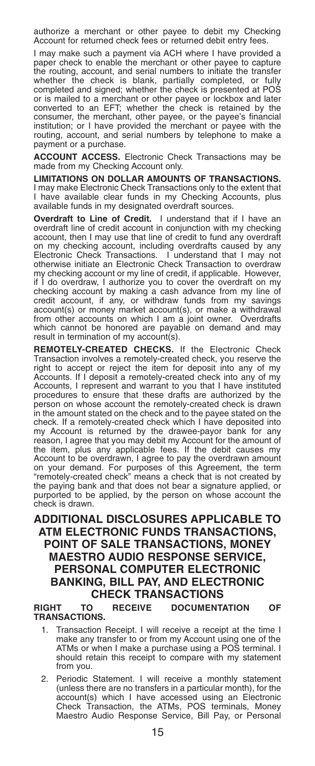authorize a merchant or other payee to debit my Checking Account for returned check fees or returned debit entry fees.

I may make such a payment via ACH where I have provided a paper check to enable the merchant or other payee to capture the routing, account, and serial numbers to initiate the transfer whether the check is blank, partially completed, or fully completed and signed; whether the check is presented at POS or is mailed to a merchant or other payee or lockbox and later converted to an EFT; whether the check is retained by the consumer, the merchant, other payee, or the payee's financial institution; or I have provided the merchant or payee with the routing, account, and serial numbers by telephone to make a payment or a purchase.

**ACCOUNT ACCESS.** Electronic Check Transactions may be made from my Checking Account only.

**LIMITATIONS ON DOLLAR AMOUNTS OF TRANSACTIONS.** I may make Electronic Check Transactions only to the extent that I have available clear funds in my Checking Accounts, plus available funds in my designated overdraft sources.

**Overdraft to Line of Credit.** I understand that if I have an overdraft line of credit account in conjunction with my checking account, then I may use that line of credit to fund any overdraft on my checking account, including overdrafts caused by any Electronic Check Transactions. I understand that I may not otherwise initiate an Electronic Check Transaction to overdraw my checking account or my line of credit, if applicable. However, if I do overdraw, I authorize you to cover the overdraft on my checking account by making a cash advance from my line of credit account, if any, or withdraw funds from my savings account(s) or money market account(s), or make a withdrawal from other accounts on which I am a joint owner. Overdrafts which cannot be honored are payable on demand and may result in termination of my account(s).

**REMOTELY-CREATED CHECKS.** If the Electronic Check Transaction involves a remotely-created check, you reserve the right to accept or reject the item for deposit into any of my Accounts. If I deposit a remotely-created check into any of my Accounts, I represent and warrant to you that I have instituted procedures to ensure that these drafts are authorized by the person on whose account the remotely-created check is drawn in the amount stated on the check and to the payee stated on the check. If a remotely-created check which I have deposited into my Account is returned by the drawee-payor bank for any reason, I agree that you may debit my Account for the amount of the item, plus any applicable fees. If the debit causes my Account to be overdrawn, I agree to pay the overdrawn amount on your demand. For purposes of this Agreement, the term "remotely-created check" means a check that is not created by the paying bank and that does not bear a signature applied, or purported to be applied, by the person on whose account the check is drawn.

## ADDITIONAL DISCLOSURES APPLICABLE TO ATM ELECTRONIC FUNDS TRANSACTIONS, POINT OF SALE TRANSACTIONS, MONEY MAESTRO AUDIO RESPONSE SERVICE, PERSONAL COMPUTER ELECTRONIC BANKING, BILL PAY, AND ELECTRONIC CHECK TRANSACTIONS

**RIGHT TO RECEIVE DOCUMENTATION OF TRANSACTIONS.**

1. Transaction Receipt. I will receive a receipt at the time I make any transfer to or from my Account using one of the ATMs or when I make a purchase using a POS terminal. I should retain this receipt to compare with my statement from you.
2. Periodic Statement. I will receive a monthly statement (unless there are no transfers in a particular month), for the account(s) which I have accessed using an Electronic Check Transaction, the ATMs, POS terminals, Money Maestro Audio Response Service, Bill Pay, or Personal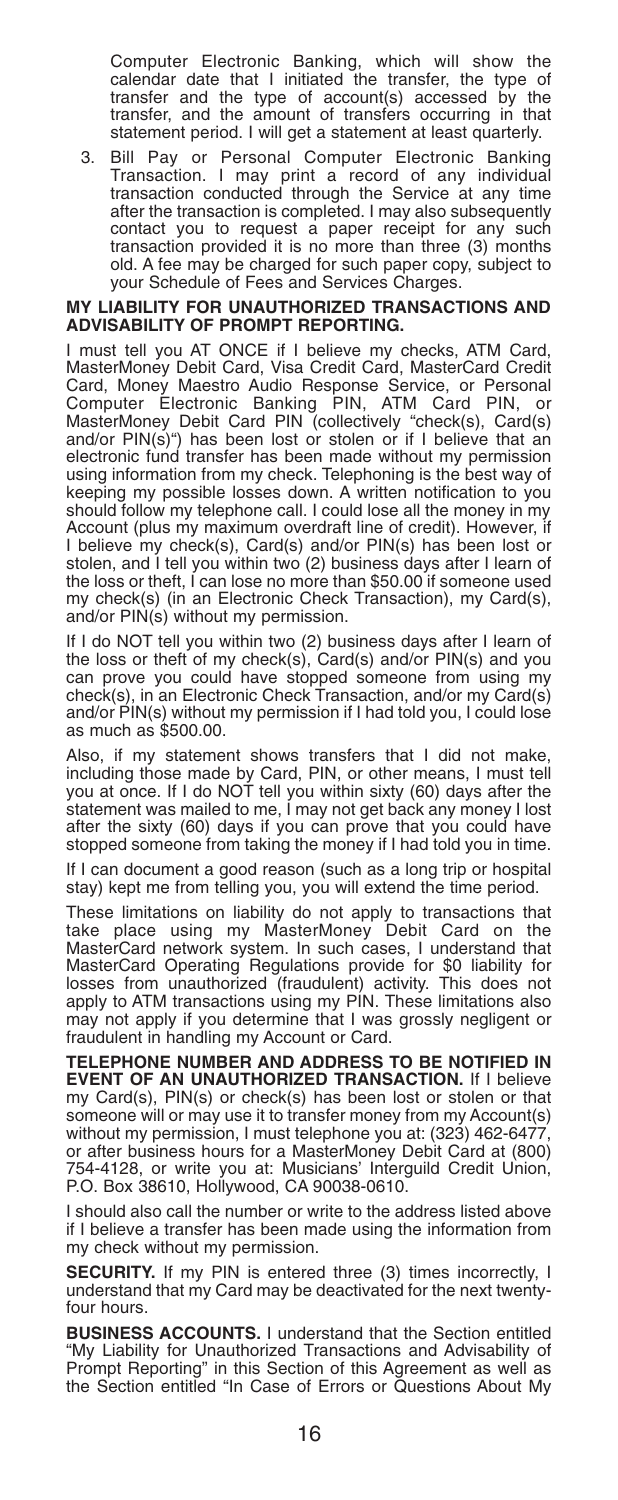Computer Electronic Banking, which will show the calendar date that I initiated the transfer, the type of transfer and the type of account(s) accessed by the transfer, and the amount of transfers occurring in that statement period. I will get a statement at least quarterly.

3. Bill Pay or Personal Computer Electronic Banking Transaction. I may print a record of any individual transaction conducted through the Service at any time after the transaction is completed. I may also subsequently contact you to request a paper receipt for any such transaction provided it is no more than three (3) months old. A fee may be charged for such paper copy, subject to your Schedule of Fees and Services Charges.

**MY LIABILITY FOR UNAUTHORIZED TRANSACTIONS AND ADVISABILITY OF PROMPT REPORTING.**

I must tell you AT ONCE if I believe my checks, ATM Card, MasterMoney Debit Card, Visa Credit Card, MasterCard Credit Card, Money Maestro Audio Response Service, or Personal Computer Electronic Banking PIN, ATM Card PIN, or MasterMoney Debit Card PIN (collectively "check(s), Card(s) and/or PIN(s)") has been lost or stolen or if I believe that an electronic fund transfer has been made without my permission using information from my check. Telephoning is the best way of keeping my possible losses down. A written notification to you should follow my telephone call. I could lose all the money in my Account (plus my maximum overdraft line of credit). However, if I believe my check(s), Card(s) and/or PIN(s) has been lost or stolen, and I tell you within two (2) business days after I learn of the loss or theft, I can lose no more than $50.00 if someone used my check(s) (in an Electronic Check Transaction), my Card(s), and/or PIN(s) without my permission.

If I do NOT tell you within two (2) business days after I learn of the loss or theft of my check(s), Card(s) and/or PIN(s) and you can prove you could have stopped someone from using my check(s), in an Electronic Check Transaction, and/or my Card(s) and/or PIN(s) without my permission if I had told you, I could lose as much as $500.00.

Also, if my statement shows transfers that I did not make, including those made by Card, PIN, or other means, I must tell you at once. If I do NOT tell you within sixty (60) days after the statement was mailed to me, I may not get back any money I lost after the sixty (60) days if you can prove that you could have stopped someone from taking the money if I had told you in time.

If I can document a good reason (such as a long trip or hospital stay) kept me from telling you, you will extend the time period.

These limitations on liability do not apply to transactions that take place using my MasterMoney Debit Card on the MasterCard network system. In such cases, I understand that MasterCard Operating Regulations provide for $0 liability for losses from unauthorized (fraudulent) activity. This does not apply to ATM transactions using my PIN. These limitations also may not apply if you determine that I was grossly negligent or fraudulent in handling my Account or Card.

**TELEPHONE NUMBER AND ADDRESS TO BE NOTIFIED IN EVENT OF AN UNAUTHORIZED TRANSACTION.** If I believe my Card(s), PIN(s) or check(s) has been lost or stolen or that someone will or may use it to transfer money from my Account(s) without my permission, I must telephone you at: (323) 462-6477, or after business hours for a MasterMoney Debit Card at (800) 754-4128, or write you at: Musicians' Interguild Credit Union, P.O. Box 38610, Hollywood, CA 90038-0610.

I should also call the number or write to the address listed above if I believe a transfer has been made using the information from my check without my permission.

**SECURITY.** If my PIN is entered three (3) times incorrectly, I understand that my Card may be deactivated for the next twenty-four hours.

**BUSINESS ACCOUNTS.** I understand that the Section entitled "My Liability for Unauthorized Transactions and Advisability of Prompt Reporting" in this Section of this Agreement as well as the Section entitled "In Case of Errors or Questions About My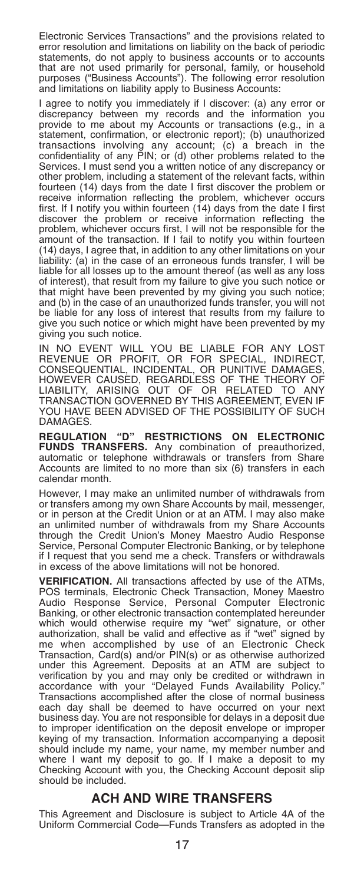Electronic Services Transactions" and the provisions related to error resolution and limitations on liability on the back of periodic statements, do not apply to business accounts or to accounts that are not used primarily for personal, family, or household purposes ("Business Accounts"). The following error resolution and limitations on liability apply to Business Accounts:

I agree to notify you immediately if I discover: (a) any error or discrepancy between my records and the information you provide to me about my Accounts or transactions (e.g., in a statement, confirmation, or electronic report); (b) unauthorized transactions involving any account; (c) a breach in the confidentiality of any PIN; or (d) other problems related to the Services. I must send you a written notice of any discrepancy or other problem, including a statement of the relevant facts, within fourteen (14) days from the date I first discover the problem or receive information reflecting the problem, whichever occurs first. If I notify you within fourteen (14) days from the date I first discover the problem or receive information reflecting the problem, whichever occurs first, I will not be responsible for the amount of the transaction. If I fail to notify you within fourteen (14) days, I agree that, in addition to any other limitations on your liability: (a) in the case of an erroneous funds transfer, I will be liable for all losses up to the amount thereof (as well as any loss of interest), that result from my failure to give you such notice or that might have been prevented by my giving you such notice; and (b) in the case of an unauthorized funds transfer, you will not be liable for any loss of interest that results from my failure to give you such notice or which might have been prevented by my giving you such notice.

IN NO EVENT WILL YOU BE LIABLE FOR ANY LOST REVENUE OR PROFIT, OR FOR SPECIAL, INDIRECT, CONSEQUENTIAL, INCIDENTAL, OR PUNITIVE DAMAGES, HOWEVER CAUSED, REGARDLESS OF THE THEORY OF LIABILITY, ARISING OUT OF OR RELATED TO ANY TRANSACTION GOVERNED BY THIS AGREEMENT, EVEN IF YOU HAVE BEEN ADVISED OF THE POSSIBILITY OF SUCH DAMAGES.

**REGULATION "D" RESTRICTIONS ON ELECTRONIC FUNDS TRANSFERS.** Any combination of preauthorized, automatic or telephone withdrawals or transfers from Share Accounts are limited to no more than six (6) transfers in each calendar month.

However, I may make an unlimited number of withdrawals from or transfers among my own Share Accounts by mail, messenger, or in person at the Credit Union or at an ATM. I may also make an unlimited number of withdrawals from my Share Accounts through the Credit Union's Money Maestro Audio Response Service, Personal Computer Electronic Banking, or by telephone if I request that you send me a check. Transfers or withdrawals in excess of the above limitations will not be honored.

**VERIFICATION.** All transactions affected by use of the ATMs, POS terminals, Electronic Check Transaction, Money Maestro Audio Response Service, Personal Computer Electronic Banking, or other electronic transaction contemplated hereunder which would otherwise require my "wet" signature, or other authorization, shall be valid and effective as if "wet" signed by me when accomplished by use of an Electronic Check Transaction, Card(s) and/or PIN(s) or as otherwise authorized under this Agreement. Deposits at an ATM are subject to verification by you and may only be credited or withdrawn in accordance with your "Delayed Funds Availability Policy." Transactions accomplished after the close of normal business each day shall be deemed to have occurred on your next business day. You are not responsible for delays in a deposit due to improper identification on the deposit envelope or improper keying of my transaction. Information accompanying a deposit should include my name, your name, my member number and where I want my deposit to go. If I make a deposit to my Checking Account with you, the Checking Account deposit slip should be included.

## ACH AND WIRE TRANSFERS

This Agreement and Disclosure is subject to Article 4A of the Uniform Commercial Code—Funds Transfers as adopted in the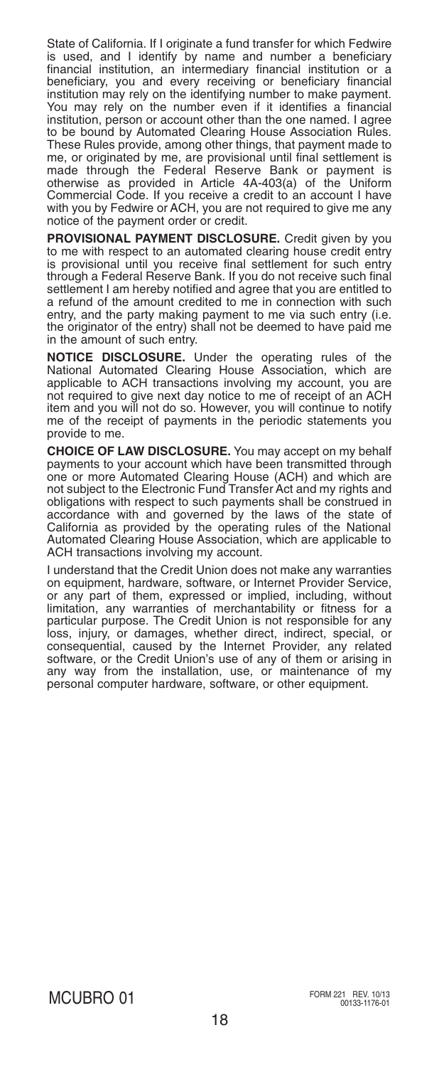State of California. If I originate a fund transfer for which Fedwire is used, and I identify by name and number a beneficiary financial institution, an intermediary financial institution or a beneficiary, you and every receiving or beneficiary financial institution may rely on the identifying number to make payment. You may rely on the number even if it identifies a financial institution, person or account other than the one named. I agree to be bound by Automated Clearing House Association Rules. These Rules provide, among other things, that payment made to me, or originated by me, are provisional until final settlement is made through the Federal Reserve Bank or payment is otherwise as provided in Article 4A-403(a) of the Uniform Commercial Code. If you receive a credit to an account I have with you by Fedwire or ACH, you are not required to give me any notice of the payment order or credit.

**PROVISIONAL PAYMENT DISCLOSURE.** Credit given by you to me with respect to an automated clearing house credit entry is provisional until you receive final settlement for such entry through a Federal Reserve Bank. If you do not receive such final settlement I am hereby notified and agree that you are entitled to a refund of the amount credited to me in connection with such entry, and the party making payment to me via such entry (i.e. the originator of the entry) shall not be deemed to have paid me in the amount of such entry.

**NOTICE DISCLOSURE.** Under the operating rules of the National Automated Clearing House Association, which are applicable to ACH transactions involving my account, you are not required to give next day notice to me of receipt of an ACH item and you will not do so. However, you will continue to notify me of the receipt of payments in the periodic statements you provide to me.

**CHOICE OF LAW DISCLOSURE.** You may accept on my behalf payments to your account which have been transmitted through one or more Automated Clearing House (ACH) and which are not subject to the Electronic Fund Transfer Act and my rights and obligations with respect to such payments shall be construed in accordance with and governed by the laws of the state of California as provided by the operating rules of the National Automated Clearing House Association, which are applicable to ACH transactions involving my account.

I understand that the Credit Union does not make any warranties on equipment, hardware, software, or Internet Provider Service, or any part of them, expressed or implied, including, without limitation, any warranties of merchantability or fitness for a particular purpose. The Credit Union is not responsible for any loss, injury, or damages, whether direct, indirect, special, or consequential, caused by the Internet Provider, any related software, or the Credit Union's use of any of them or arising in any way from the installation, use, or maintenance of my personal computer hardware, software, or other equipment.

MCUBRO 01

FORM 221 REV. 10/13
00133-1176-01